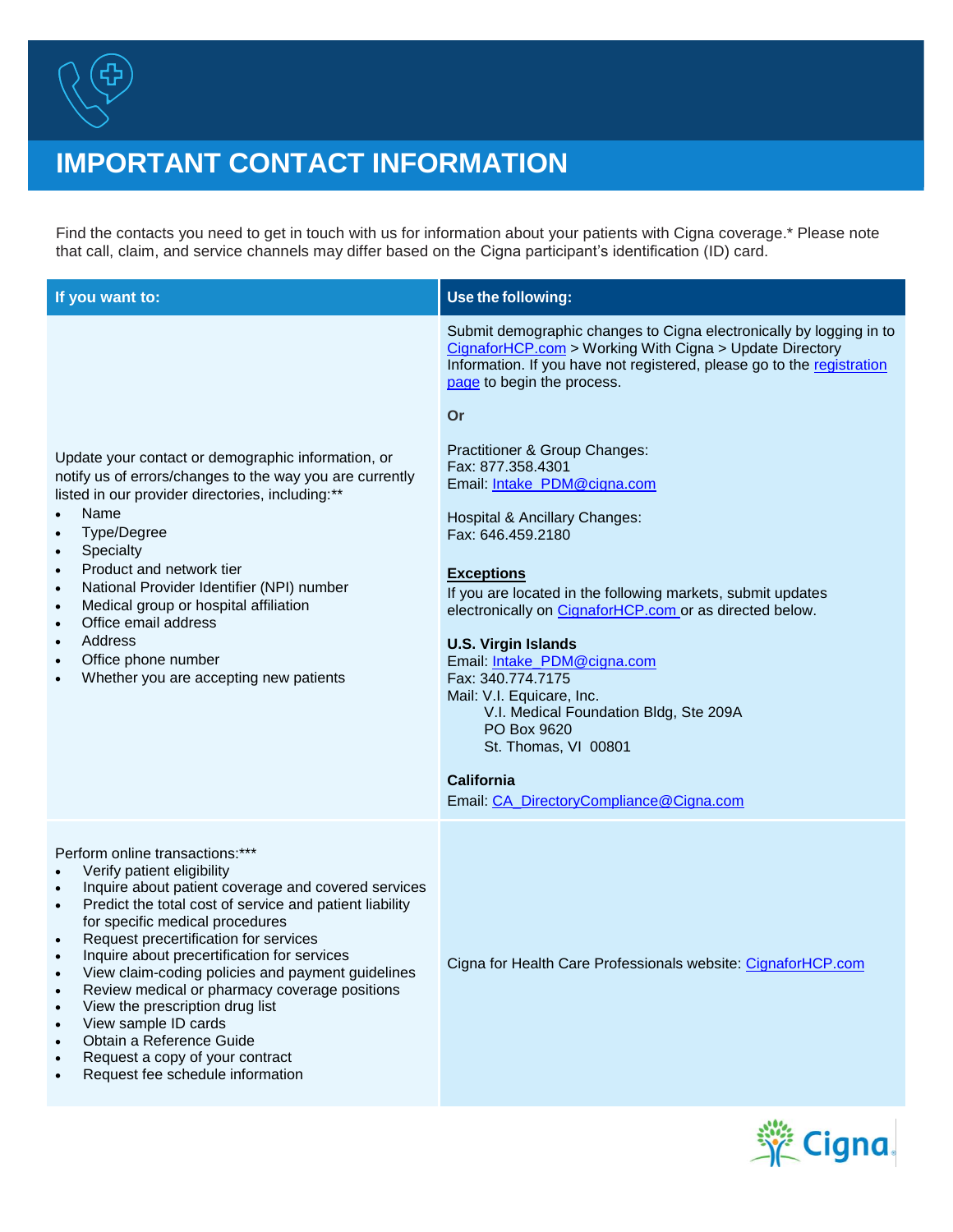# IMPORTANT CONTACT INFORMATION

Find the contacts you need to get in touch with us for information about your patients with Cigna coverage.* Please note that call, claim, and service channels may differ based on the Cigna participant's identification (ID) card.

| If you want to: | Use the following: |
|---|---|
| Update your contact or demographic information, or notify us of errors/changes to the way you are currently listed in our provider directories, including:**<br>• Name<br>• Type/Degree<br>• Specialty<br>• Product and network tier<br>• National Provider Identifier (NPI) number<br>• Medical group or hospital affiliation<br>• Office email address<br>• Address<br>• Office phone number<br>• Whether you are accepting new patients | Submit demographic changes to Cigna electronically by logging in to CignaforHCP.com > Working With Cigna > Update Directory Information. If you have not registered, please go to the registration page to begin the process.<br><br>**Or**<br><br>Practitioner & Group Changes:<br>Fax: 877.358.4301<br>Email: Intake_PDM@cigna.com<br><br>Hospital & Ancillary Changes:<br>Fax: 646.459.2180<br><br>**Exceptions**<br>If you are located in the following markets, submit updates electronically on CignaforHCP.com or as directed below.<br><br>**U.S. Virgin Islands**<br>Email: Intake_PDM@cigna.com<br>Fax: 340.774.7175<br>Mail: V.I. Equicare, Inc.<br>V.I. Medical Foundation Bldg, Ste 209A<br>PO Box 9620<br>St. Thomas, VI 00801<br><br>**California**<br>Email: CA_DirectoryCompliance@Cigna.com |
| Perform online transactions:***<br>• Verify patient eligibility<br>• Inquire about patient coverage and covered services<br>• Predict the total cost of service and patient liability for specific medical procedures<br>• Request precertification for services<br>• Inquire about precertification for services<br>• View claim-coding policies and payment guidelines<br>• Review medical or pharmacy coverage positions<br>• View the prescription drug list<br>• View sample ID cards<br>• Obtain a Reference Guide<br>• Request a copy of your contract<br>• Request fee schedule information | Cigna for Health Care Professionals website: CignaforHCP.com |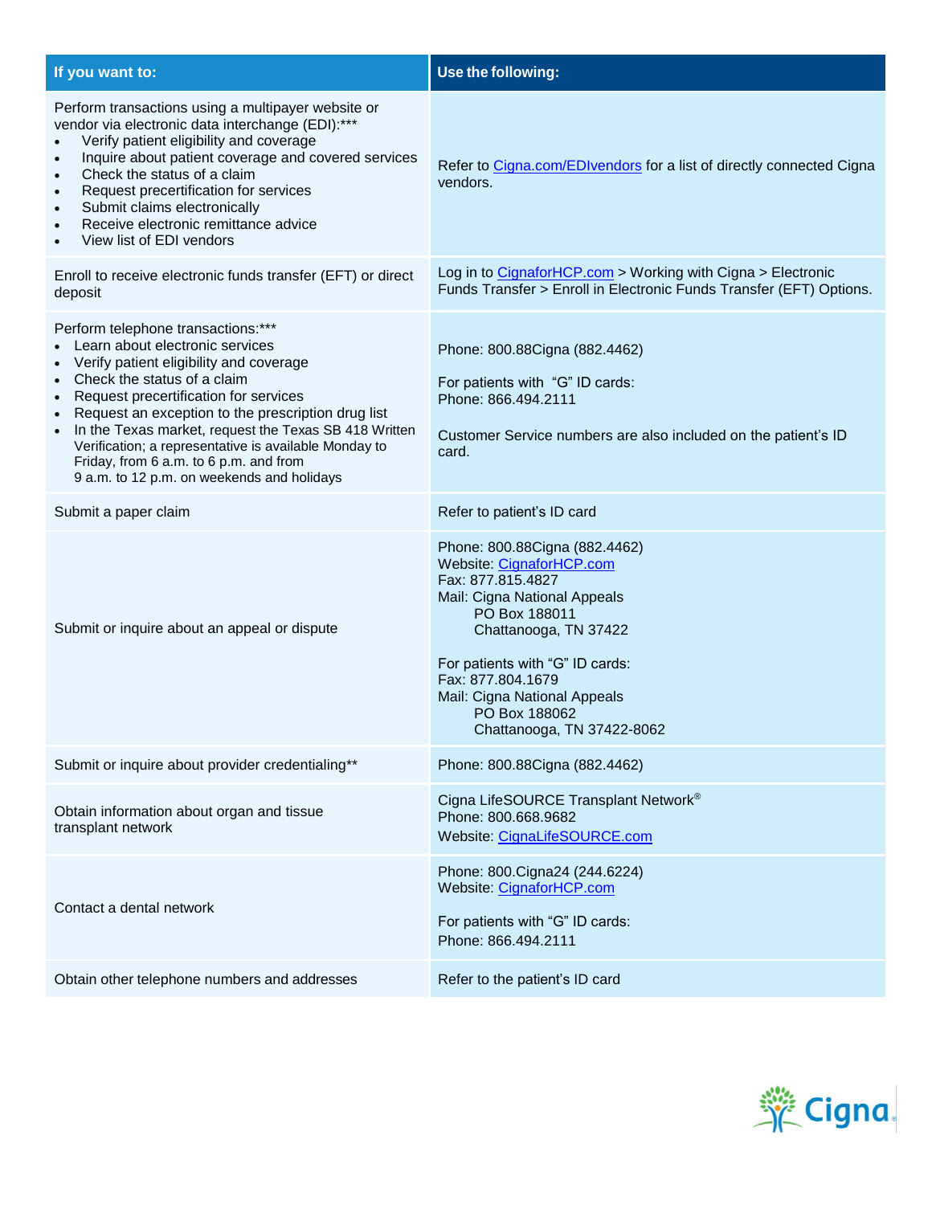| If you want to: | Use the following: |
|---|---|
| Perform transactions using a multipayer website or vendor via electronic data interchange (EDI):***<br>• Verify patient eligibility and coverage<br>• Inquire about patient coverage and covered services<br>• Check the status of a claim<br>• Request precertification for services<br>• Submit claims electronically<br>• Receive electronic remittance advice<br>• View list of EDI vendors | Refer to Cigna.com/EDIvendors for a list of directly connected Cigna vendors. |
| Enroll to receive electronic funds transfer (EFT) or direct deposit | Log in to CignaforHCP.com > Working with Cigna > Electronic Funds Transfer > Enroll in Electronic Funds Transfer (EFT) Options. |
| Perform telephone transactions:***<br>• Learn about electronic services<br>• Verify patient eligibility and coverage<br>• Check the status of a claim<br>• Request precertification for services<br>• Request an exception to the prescription drug list<br>• In the Texas market, request the Texas SB 418 Written Verification; a representative is available Monday to Friday, from 6 a.m. to 6 p.m. and from 9 a.m. to 12 p.m. on weekends and holidays | Phone: 800.88Cigna (882.4462)<br><br>For patients with "G" ID cards:<br>Phone: 866.494.2111<br><br>Customer Service numbers are also included on the patient's ID card. |
| Submit a paper claim | Refer to patient's ID card |
| Submit or inquire about an appeal or dispute | Phone: 800.88Cigna (882.4462)<br>Website: CignaforHCP.com<br>Fax: 877.815.4827<br>Mail: Cigna National Appeals<br>PO Box 188011<br>Chattanooga, TN 37422<br><br>For patients with "G" ID cards:<br>Fax: 877.804.1679<br>Mail: Cigna National Appeals<br>PO Box 188062<br>Chattanooga, TN 37422-8062 |
| Submit or inquire about provider credentialing** | Phone: 800.88Cigna (882.4462) |
| Obtain information about organ and tissue transplant network | Cigna LifeSOURCE Transplant Network®<br>Phone: 800.668.9682<br>Website: CignaLifeSOURCE.com |
| Contact a dental network | Phone: 800.Cigna24 (244.6224)<br>Website: CignaforHCP.com<br><br>For patients with "G" ID cards:<br>Phone: 866.494.2111 |
| Obtain other telephone numbers and addresses | Refer to the patient's ID card |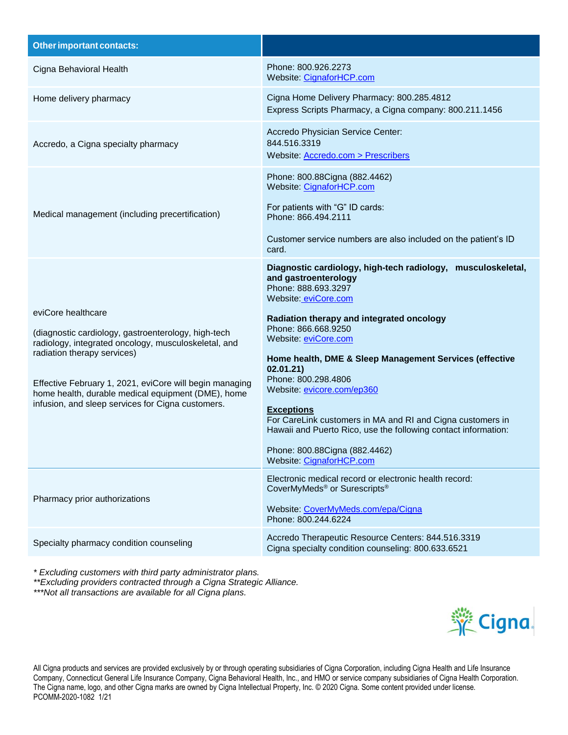| Other important contacts: | |
|---|---|
| Cigna Behavioral Health | Phone: 800.926.2273<br>Website: CignaforHCP.com |
| Home delivery pharmacy | Cigna Home Delivery Pharmacy: 800.285.4812<br>Express Scripts Pharmacy, a Cigna company: 800.211.1456 |
| Accredo, a Cigna specialty pharmacy | Accredo Physician Service Center:<br>844.516.3319<br>Website: Accredo.com > Prescribers |
| Medical management (including precertification) | Phone: 800.88Cigna (882.4462)<br>Website: CignaforHCP.com<br><br>For patients with "G" ID cards:<br>Phone: 866.494.2111<br><br>Customer service numbers are also included on the patient's ID card. |
| eviCore healthcare<br><br>(diagnostic cardiology, gastroenterology, high-tech radiology, integrated oncology, musculoskeletal, and radiation therapy services)<br><br>Effective February 1, 2021, eviCore will begin managing home health, durable medical equipment (DME), home infusion, and sleep services for Cigna customers. | **Diagnostic cardiology, high-tech radiology, musculoskeletal, and gastroenterology**<br>Phone: 888.693.3297<br>Website: eviCore.com<br><br>**Radiation therapy and integrated oncology**<br>Phone: 866.668.9250<br>Website: eviCore.com<br><br>**Home health, DME & Sleep Management Services (effective 02.01.21)**<br>Phone: 800.298.4806<br>Website: evicore.com/ep360<br><br>**Exceptions**<br>For CareLink customers in MA and RI and Cigna customers in Hawaii and Puerto Rico, use the following contact information:<br><br>Phone: 800.88Cigna (882.4462)<br>Website: CignaforHCP.com |
| Pharmacy prior authorizations | Electronic medical record or electronic health record: CoverMyMeds® or Surescripts®<br><br>Website: CoverMyMeds.com/epa/Cigna<br>Phone: 800.244.6224 |
| Specialty pharmacy condition counseling | Accredo Therapeutic Resource Centers: 844.516.3319<br>Cigna specialty condition counseling: 800.633.6521 |

*\* Excluding customers with third party administrator plans.*
*\*\*Excluding providers contracted through a Cigna Strategic Alliance.*
*\*\*\*Not all transactions are available for all Cigna plans.*

Cigna

All Cigna products and services are provided exclusively by or through operating subsidiaries of Cigna Corporation, including Cigna Health and Life Insurance Company, Connecticut General Life Insurance Company, Cigna Behavioral Health, Inc., and HMO or service company subsidiaries of Cigna Health Corporation. The Cigna name, logo, and other Cigna marks are owned by Cigna Intellectual Property, Inc. © 2020 Cigna. Some content provided under license.
PCOMM-2020-1082 1/21